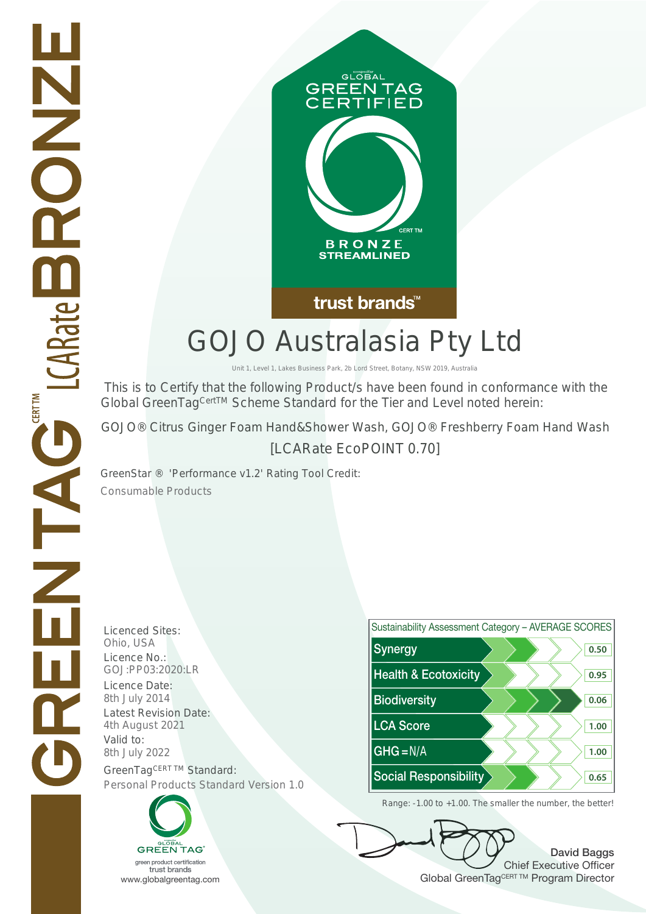GREENTAG CERT TM LCARate BRONZE

GLOBAL GREEN TAG CERTIFIED

CERT TM

BRONZE STREAMLINED

trust brands™

# GOJO Australasia Pty Ltd

Unit 1, Level 1, Lakes Business Park, 2b Lord Street, Botany, NSW 2019, Australia

This is to Certify that the following Product/s have been found in conformance with the Global GreenTag CertTM Scheme Standard for the Tier and Level noted herein:

GOJO® Citrus Ginger Foam Hand&Shower Wash, GOJO® Freshberry Foam Hand Wash

[LCARate EcoPOINT 0.70]

GreenStar ® 'Performance v1.2' Rating Tool Credit:

Consumable Products

Licenced Sites:
Ohio, USA

Licence No.:
GOJ:PP03:2020:LR

Licence Date:
8th July 2014

Latest Revision Date:
4th August 2021

Valid to:
8th July 2022

GreenTag CERT TM Standard:
Personal Products Standard Version 1.0

| Sustainability Assessment Category – AVERAGE SCORES | |
|---|---|
| Synergy | 0.50 |
| Health & Ecotoxicity | 0.95 |
| Biodiversity | 0.06 |
| LCA Score | 1.00 |
| GHG = N/A | 1.00 |
| Social Responsibility | 0.65 |

Range: -1.00 to +1.00. The smaller the number, the better!

GLOBAL GREEN TAG®
green product certification
trust brands
www.globalgreentag.com

**David Baggs**
Chief Executive Officer
Global GreenTag CERT TM Program Director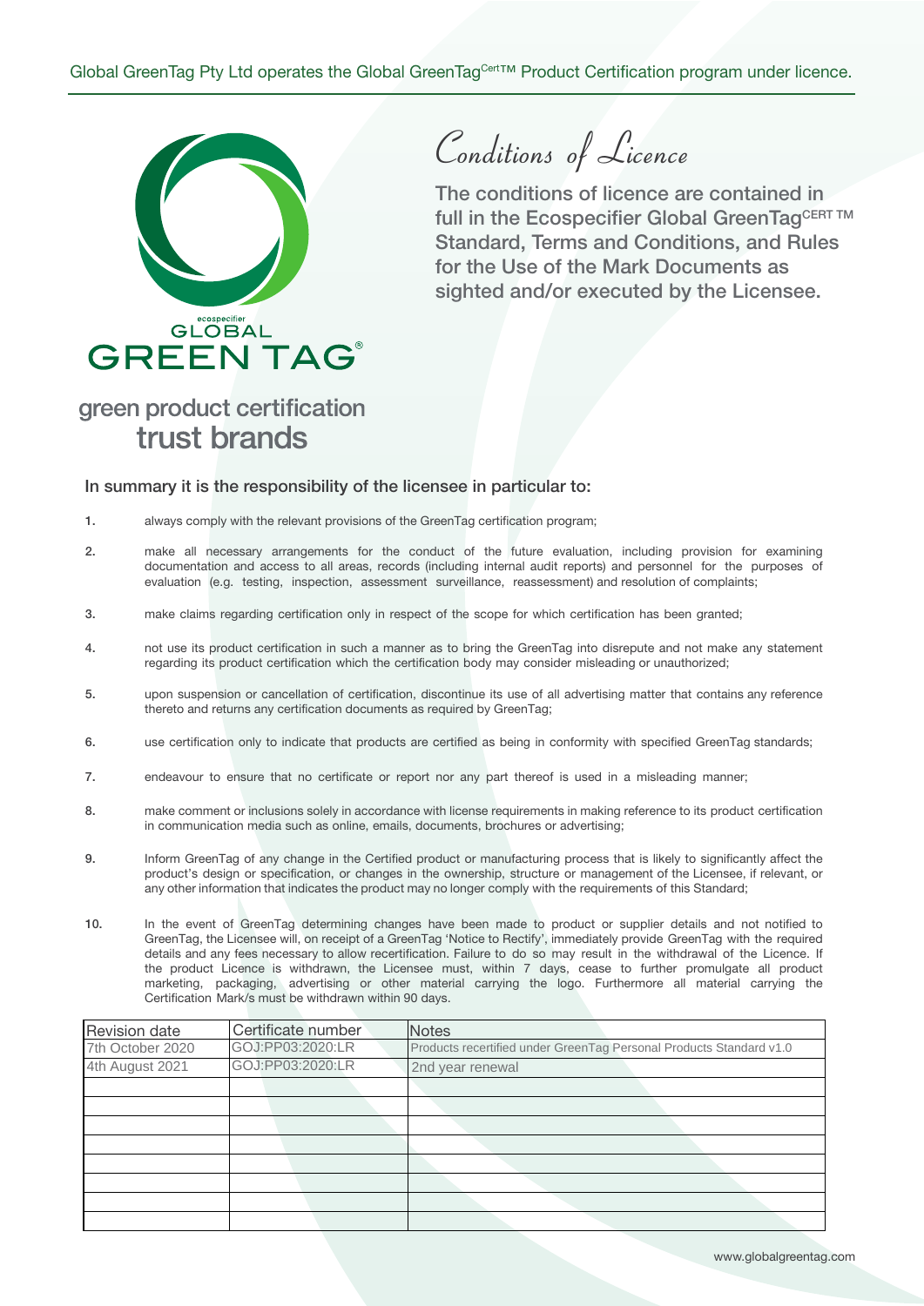Global GreenTag Pty Ltd operates the Global GreenTag[Cert™] Product Certification program under licence.

ecospecifier GLOBAL GREEN TAG®

green product certification
trust brands

# Conditions of Licence

**The conditions of licence are contained in full in the Ecospecifier Global GreenTag[CERT TM] Standard, Terms and Conditions, and Rules for the Use of the Mark Documents as sighted and/or executed by the Licensee.**

### In summary it is the responsibility of the licensee in particular to:

1. always comply with the relevant provisions of the GreenTag certification program;
2. make all necessary arrangements for the conduct of the future evaluation, including provision for examining documentation and access to all areas, records (including internal audit reports) and personnel for the purposes of evaluation (e.g. testing, inspection, assessment surveillance, reassessment) and resolution of complaints;
3. make claims regarding certification only in respect of the scope for which certification has been granted;
4. not use its product certification in such a manner as to bring the GreenTag into disrepute and not make any statement regarding its product certification which the certification body may consider misleading or unauthorized;
5. upon suspension or cancellation of certification, discontinue its use of all advertising matter that contains any reference thereto and returns any certification documents as required by GreenTag;
6. use certification only to indicate that products are certified as being in conformity with specified GreenTag standards;
7. endeavour to ensure that no certificate or report nor any part thereof is used in a misleading manner;
8. make comment or inclusions solely in accordance with license requirements in making reference to its product certification in communication media such as online, emails, documents, brochures or advertising;
9. Inform GreenTag of any change in the Certified product or manufacturing process that is likely to significantly affect the product's design or specification, or changes in the ownership, structure or management of the Licensee, if relevant, or any other information that indicates the product may no longer comply with the requirements of this Standard;
10. In the event of GreenTag determining changes have been made to product or supplier details and not notified to GreenTag, the Licensee will, on receipt of a GreenTag 'Notice to Rectify', immediately provide GreenTag with the required details and any fees necessary to allow recertification. Failure to do so may result in the withdrawal of the Licence. If the product Licence is withdrawn, the Licensee must, within 7 days, cease to further promulgate all product marketing, packaging, advertising or other material carrying the logo. Furthermore all material carrying the Certification Mark/s must be withdrawn within 90 days.

| Revision date | Certificate number | Notes |
|---|---|---|
| 7th October 2020 | GOJ:PP03:2020:LR | Products recertified under GreenTag Personal Products Standard v1.0 |
| 4th August 2021 | GOJ:PP03:2020:LR | 2nd year renewal |
| | | |
| | | |
| | | |
| | | |
| | | |
| | | |
| | | |
| | | |

www.globalgreentag.com